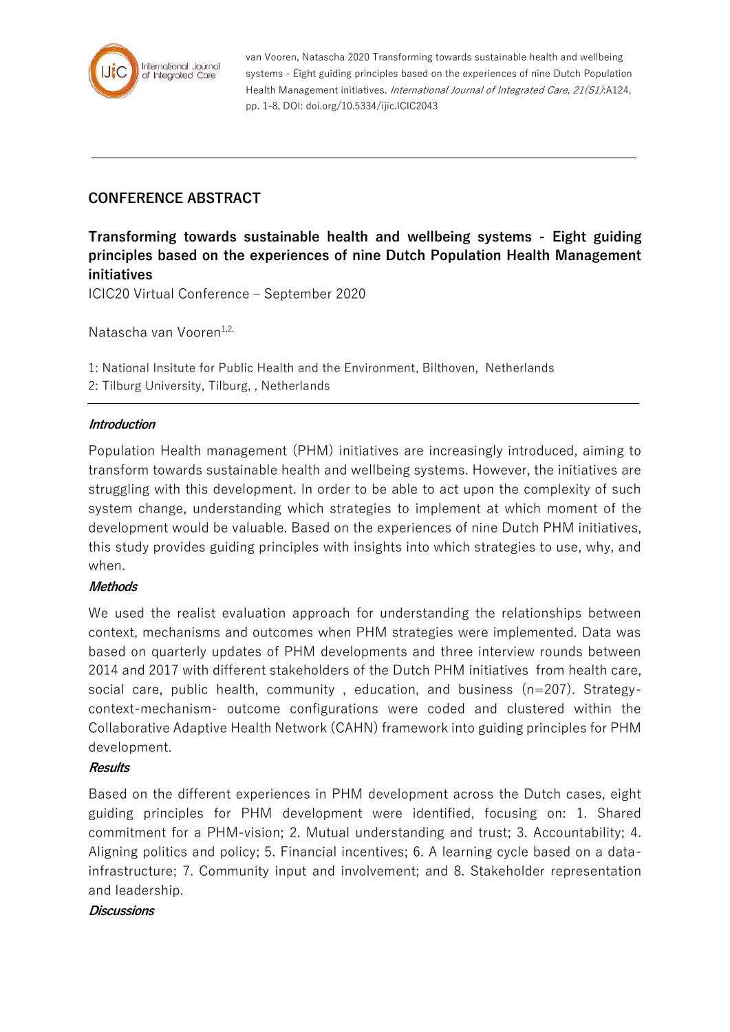van Vooren, Natascha 2020 Transforming towards sustainable health and wellbeing systems - Eight guiding principles based on the experiences of nine Dutch Population Health Management initiatives. *International Journal of Integrated Care, 21(S1)*:A124, pp. 1-8, DOI: doi.org/10.5334/ijic.ICIC2043

## CONFERENCE ABSTRACT

# Transforming towards sustainable health and wellbeing systems - Eight guiding principles based on the experiences of nine Dutch Population Health Management initiatives

ICIC20 Virtual Conference – September 2020

Natascha van Vooren[1,2,]

1: National Insitute for Public Health and the Environment, Bilthoven, Netherlands
2: Tilburg University, Tilburg, , Netherlands

### *Introduction*

Population Health management (PHM) initiatives are increasingly introduced, aiming to transform towards sustainable health and wellbeing systems. However, the initiatives are struggling with this development. In order to be able to act upon the complexity of such system change, understanding which strategies to implement at which moment of the development would be valuable. Based on the experiences of nine Dutch PHM initiatives, this study provides guiding principles with insights into which strategies to use, why, and when.

### *Methods*

We used the realist evaluation approach for understanding the relationships between context, mechanisms and outcomes when PHM strategies were implemented. Data was based on quarterly updates of PHM developments and three interview rounds between 2014 and 2017 with different stakeholders of the Dutch PHM initiatives from health care, social care, public health, community , education, and business (n=207). Strategy-context-mechanism- outcome configurations were coded and clustered within the Collaborative Adaptive Health Network (CAHN) framework into guiding principles for PHM development.

### *Results*

Based on the different experiences in PHM development across the Dutch cases, eight guiding principles for PHM development were identified, focusing on: 1. Shared commitment for a PHM-vision; 2. Mutual understanding and trust; 3. Accountability; 4. Aligning politics and policy; 5. Financial incentives; 6. A learning cycle based on a data-infrastructure; 7. Community input and involvement; and 8. Stakeholder representation and leadership.

### *Discussions*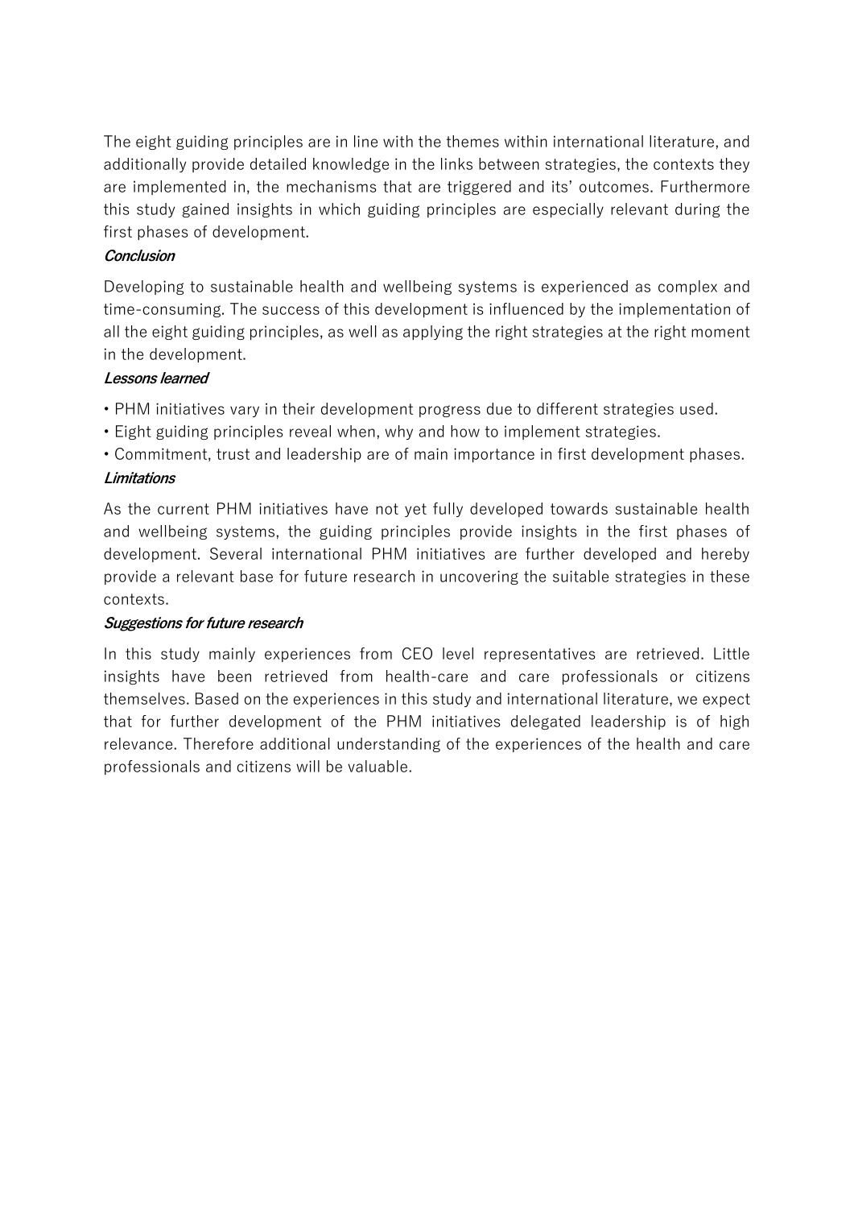The eight guiding principles are in line with the themes within international literature, and additionally provide detailed knowledge in the links between strategies, the contexts they are implemented in, the mechanisms that are triggered and its' outcomes. Furthermore this study gained insights in which guiding principles are especially relevant during the first phases of development.

***Conclusion***

Developing to sustainable health and wellbeing systems is experienced as complex and time-consuming. The success of this development is influenced by the implementation of all the eight guiding principles, as well as applying the right strategies at the right moment in the development.

***Lessons learned***

- PHM initiatives vary in their development progress due to different strategies used.
- Eight guiding principles reveal when, why and how to implement strategies.
- Commitment, trust and leadership are of main importance in first development phases.

***Limitations***

As the current PHM initiatives have not yet fully developed towards sustainable health and wellbeing systems, the guiding principles provide insights in the first phases of development. Several international PHM initiatives are further developed and hereby provide a relevant base for future research in uncovering the suitable strategies in these contexts.

***Suggestions for future research***

In this study mainly experiences from CEO level representatives are retrieved. Little insights have been retrieved from health-care and care professionals or citizens themselves. Based on the experiences in this study and international literature, we expect that for further development of the PHM initiatives delegated leadership is of high relevance. Therefore additional understanding of the experiences of the health and care professionals and citizens will be valuable.